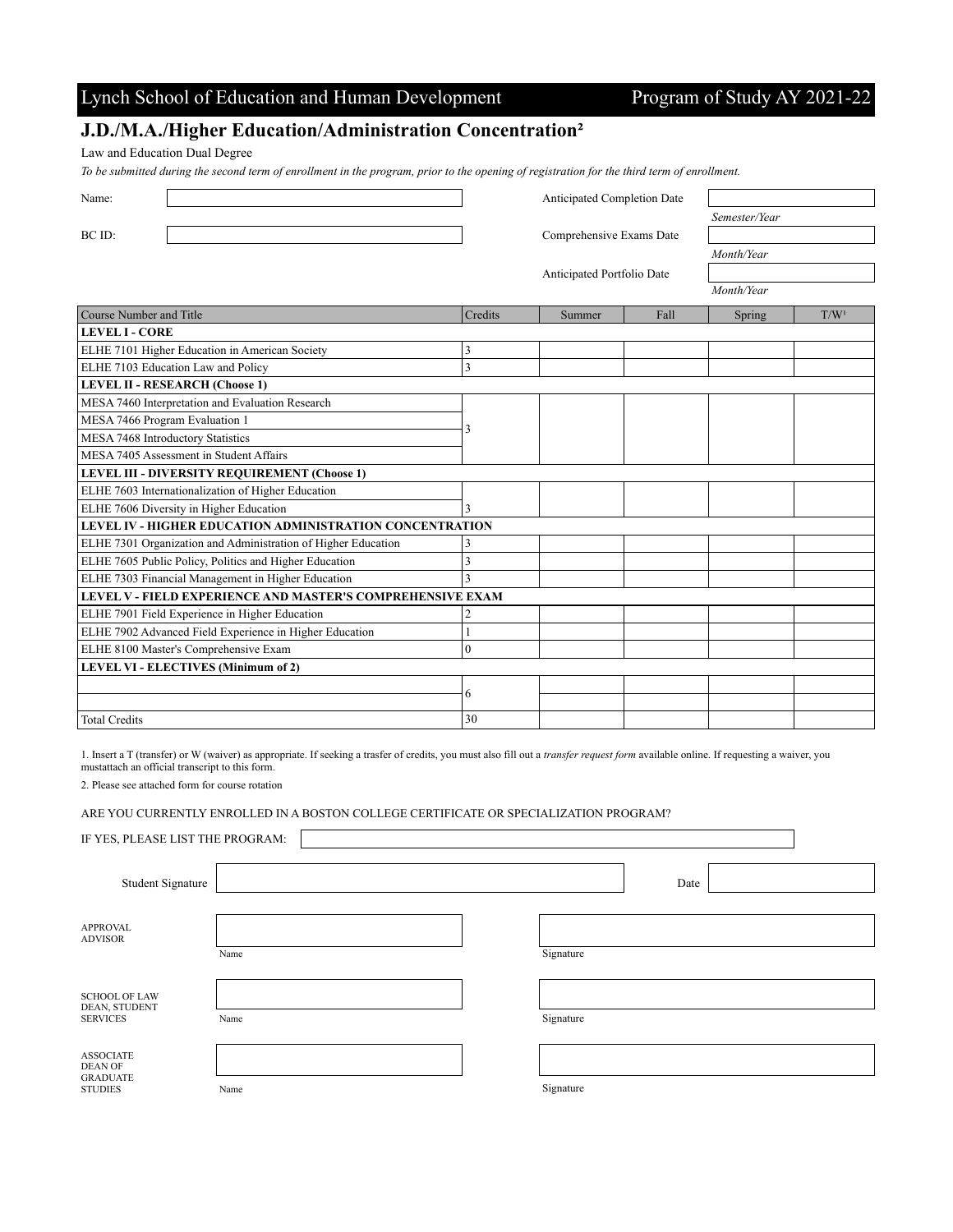Lynch School of Education and Human Development — Program of Study AY 2021-22

## J.D./M.A./Higher Education/Administration Concentration[2]

Law and Education Dual Degree

*To be submitted during the second term of enrollment in the program, prior to the opening of registration for the third term of enrollment.*

| | | | |
|---|---|---|---|
| Name: | | Anticipated Completion Date | *Semester/Year* |
| BC ID: | | Comprehensive Exams Date | *Month/Year* |
| | | Anticipated Portfolio Date | *Month/Year* |

| Course Number and Title | Credits | Summer | Fall | Spring | T/W[1] |
|---|---|---|---|---|---|
| **LEVEL I - CORE** | | | | | |
| ELHE 7101 Higher Education in American Society | 3 | | | | |
| ELHE 7103 Education Law and Policy | 3 | | | | |
| **LEVEL II - RESEARCH (Choose 1)** | | | | | |
| MESA 7460 Interpretation and Evaluation Research | 3 | | | | |
| MESA 7466 Program Evaluation 1 | | | | | |
| MESA 7468 Introductory Statistics | | | | | |
| MESA 7405 Assessment in Student Affairs | | | | | |
| **LEVEL III - DIVERSITY REQUIREMENT (Choose 1)** | | | | | |
| ELHE 7603 Internationalization of Higher Education | 3 | | | | |
| ELHE 7606 Diversity in Higher Education | | | | | |
| **LEVEL IV - HIGHER EDUCATION ADMINISTRATION CONCENTRATION** | | | | | |
| ELHE 7301 Organization and Administration of Higher Education | 3 | | | | |
| ELHE 7605 Public Policy, Politics and Higher Education | 3 | | | | |
| ELHE 7303 Financial Management in Higher Education | 3 | | | | |
| **LEVEL V - FIELD EXPERIENCE AND MASTER'S COMPREHENSIVE EXAM** | | | | | |
| ELHE 7901 Field Experience in Higher Education | 2 | | | | |
| ELHE 7902 Advanced Field Experience in Higher Education | 1 | | | | |
| ELHE 8100 Master's Comprehensive Exam | 0 | | | | |
| **LEVEL VI - ELECTIVES (Minimum of 2)** | | | | | |
| | 6 | | | | |
| | | | | | |
| Total Credits | 30 | | | | |

1. Insert a T (transfer) or W (waiver) as appropriate. If seeking a trasfer of credits, you must also fill out a *transfer request form* available online. If requesting a waiver, you mustattach an official transcript to this form.

2. Please see attached form for course rotation

ARE YOU CURRENTLY ENROLLED IN A BOSTON COLLEGE CERTIFICATE OR SPECIALIZATION PROGRAM?

IF YES, PLEASE LIST THE PROGRAM:

Student Signature ____________________ Date ____________

| | | |
|---|---|---|
| APPROVAL ADVISOR | Name | Signature |
| SCHOOL OF LAW DEAN, STUDENT SERVICES | Name | Signature |
| ASSOCIATE DEAN OF GRADUATE STUDIES | Name | Signature |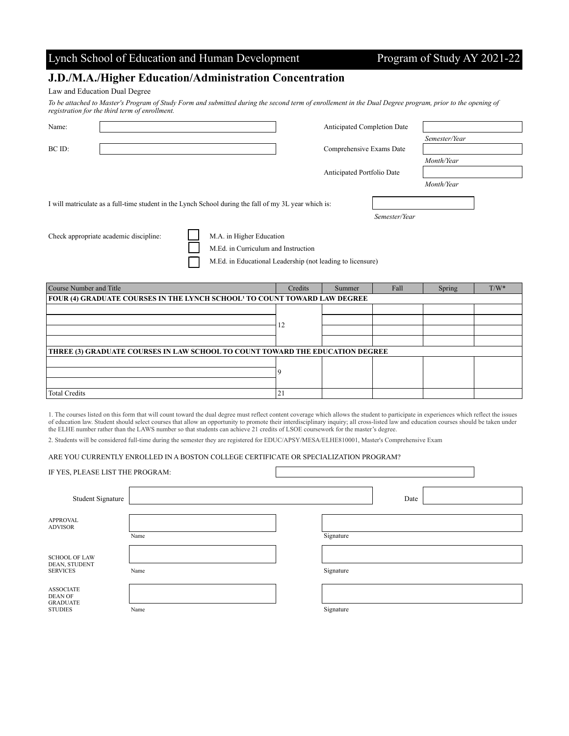Lynch School of Education and Human Development — Program of Study AY 2021-22

## J.D./M.A./Higher Education/Administration Concentration

Law and Education Dual Degree

*To be attached to Master's Program of Study Form and submitted during the second term of enrollement in the Dual Degree program, prior to the opening of registration for the third term of enrollment.*

Name:

BC ID:

Anticipated Completion Date
*Semester/Year*

Comprehensive Exams Date
*Month/Year*

Anticipated Portfolio Date
*Month/Year*

I will matriculate as a full-time student in the Lynch School during the fall of my 3L year which is:
*Semester/Year*

Check appropriate academic discipline:

- ☐ M.A. in Higher Education
- ☐ M.Ed. in Curriculum and Instruction
- ☐ M.Ed. in Educational Leadership (not leading to licensure)

| Course Number and Title | Credits | Summer | Fall | Spring | T/W* |
|---|---|---|---|---|---|
| **FOUR (4) GRADUATE COURSES IN THE LYNCH SCHOOL[1] TO COUNT TOWARD LAW DEGREE** | | | | | |
| | 12 | | | | |
| | | | | | |
| | | | | | |
| | | | | | |
| **THREE (3) GRADUATE COURSES IN LAW SCHOOL TO COUNT TOWARD THE EDUCATION DEGREE** | | | | | |
| | 9 | | | | |
| | | | | | |
| | | | | | |
| Total Credits | 21 | | | | |

1. The courses listed on this form that will count toward the dual degree must reflect content coverage which allows the student to participate in experiences which reflect the issues of education law. Student should select courses that allow an opportunity to promote their interdisciplinary inquiry; all cross-listed law and education courses should be taken under the ELHE number rather than the LAWS number so that students can achieve 21 credits of LSOE coursework for the master's degree.

2. Students will be considered full-time during the semester they are registered for EDUC/APSY/MESA/ELHE810001, Master's Comprehensive Exam

ARE YOU CURRENTLY ENROLLED IN A BOSTON COLLEGE CERTIFICATE OR SPECIALIZATION PROGRAM?

IF YES, PLEASE LIST THE PROGRAM:

Student Signature — Date

APPROVAL ADVISOR — Name — Signature

SCHOOL OF LAW DEAN, STUDENT SERVICES — Name — Signature

ASSOCIATE DEAN OF GRADUATE STUDIES — Name — Signature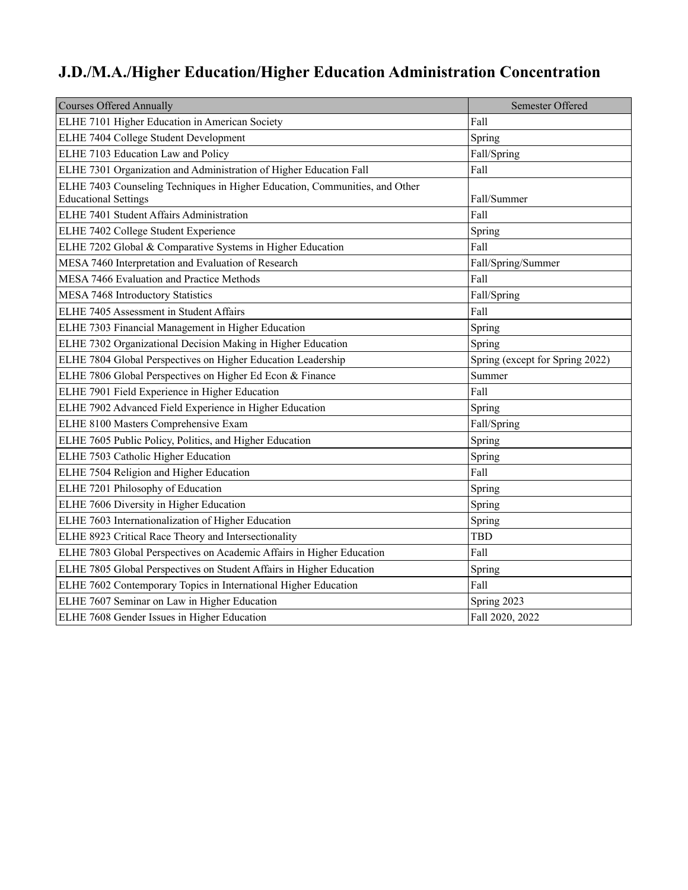# J.D./M.A./Higher Education/Higher Education Administration Concentration

| Courses Offered Annually | Semester Offered |
|---|---|
| ELHE 7101 Higher Education in American Society | Fall |
| ELHE 7404 College Student Development | Spring |
| ELHE 7103 Education Law and Policy | Fall/Spring |
| ELHE 7301 Organization and Administration of Higher Education Fall | Fall |
| ELHE 7403 Counseling Techniques in Higher Education, Communities, and Other Educational Settings | Fall/Summer |
| ELHE 7401 Student Affairs Administration | Fall |
| ELHE 7402 College Student Experience | Spring |
| ELHE 7202 Global & Comparative Systems in Higher Education | Fall |
| MESA 7460 Interpretation and Evaluation of Research | Fall/Spring/Summer |
| MESA 7466 Evaluation and Practice Methods | Fall |
| MESA 7468 Introductory Statistics | Fall/Spring |
| ELHE 7405 Assessment in Student Affairs | Fall |
| ELHE 7303 Financial Management in Higher Education | Spring |
| ELHE 7302 Organizational Decision Making in Higher Education | Spring |
| ELHE 7804 Global Perspectives on Higher Education Leadership | Spring (except for Spring 2022) |
| ELHE 7806 Global Perspectives on Higher Ed Econ & Finance | Summer |
| ELHE 7901 Field Experience in Higher Education | Fall |
| ELHE 7902 Advanced Field Experience in Higher Education | Spring |
| ELHE 8100 Masters Comprehensive Exam | Fall/Spring |
| ELHE 7605 Public Policy, Politics, and Higher Education | Spring |
| ELHE 7503 Catholic Higher Education | Spring |
| ELHE 7504 Religion and Higher Education | Fall |
| ELHE 7201 Philosophy of Education | Spring |
| ELHE 7606 Diversity in Higher Education | Spring |
| ELHE 7603 Internationalization of Higher Education | Spring |
| ELHE 8923 Critical Race Theory and Intersectionality | TBD |
| ELHE 7803 Global Perspectives on Academic Affairs in Higher Education | Fall |
| ELHE 7805 Global Perspectives on Student Affairs in Higher Education | Spring |
| ELHE 7602 Contemporary Topics in International Higher Education | Fall |
| ELHE 7607 Seminar on Law in Higher Education | Spring 2023 |
| ELHE 7608 Gender Issues in Higher Education | Fall 2020, 2022 |